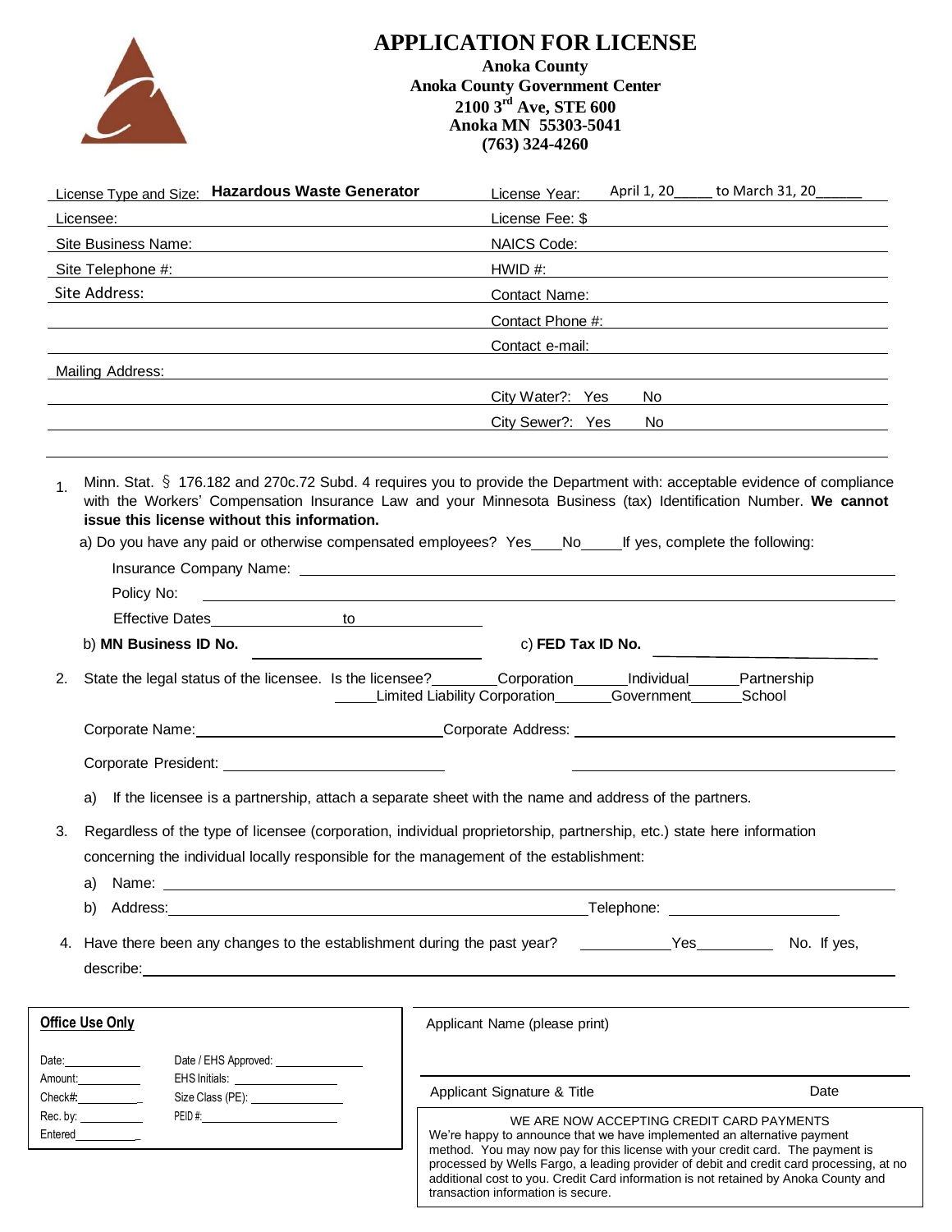# APPLICATION FOR LICENSE

**Anoka County**
**Anoka County Government Center**
**2100 3rd Ave, STE 600**
**Anoka MN 55303-5041**
**(763) 324-4260**

License Type and Size: **Hazardous Waste Generator**

License Year: April 1, 20_____ to March 31, 20______

Licensee:

License Fee: $

Site Business Name:

NAICS Code:

Site Telephone #:

HWID #:

Site Address:

Contact Name:

Contact Phone #:

Contact e-mail:

Mailing Address:

City Water?: Yes No

City Sewer?: Yes No

1. Minn. Stat. § 176.182 and 270c.72 Subd. 4 requires you to provide the Department with: acceptable evidence of compliance with the Workers' Compensation Insurance Law and your Minnesota Business (tax) Identification Number. **We cannot issue this license without this information.**

   a) Do you have any paid or otherwise compensated employees? Yes___No_____If yes, complete the following:

   Insurance Company Name:

   Policy No:

   Effective Dates________________ to ________________

   b) **MN Business ID No.** ________________

   c) **FED Tax ID No.** ________________

2. State the legal status of the licensee. Is the licensee?________Corporation______Individual______Partnership _____Limited Liability Corporation_______Government______School

   Corporate Name:________________ Corporate Address:________________

   Corporate President:________________

   a) If the licensee is a partnership, attach a separate sheet with the name and address of the partners.

3. Regardless of the type of licensee (corporation, individual proprietorship, partnership, etc.) state here information concerning the individual locally responsible for the management of the establishment:

   a) Name:

   b) Address:________________ Telephone:________________

4. Have there been any changes to the establishment during the past year? ___________Yes__________ No. If yes, describe:

**Office Use Only**

Date:____________ Date / EHS Approved:____________

Amount:____________ EHS Initials:____________

Check#:____________ Size Class (PE):____________

Rec. by:____________ PEID #:____________

Entered____________

Applicant Name (please print)

Applicant Signature & Title                Date

WE ARE NOW ACCEPTING CREDIT CARD PAYMENTS
We're happy to announce that we have implemented an alternative payment method. You may now pay for this license with your credit card. The payment is processed by Wells Fargo, a leading provider of debit and credit card processing, at no additional cost to you. Credit Card information is not retained by Anoka County and transaction information is secure.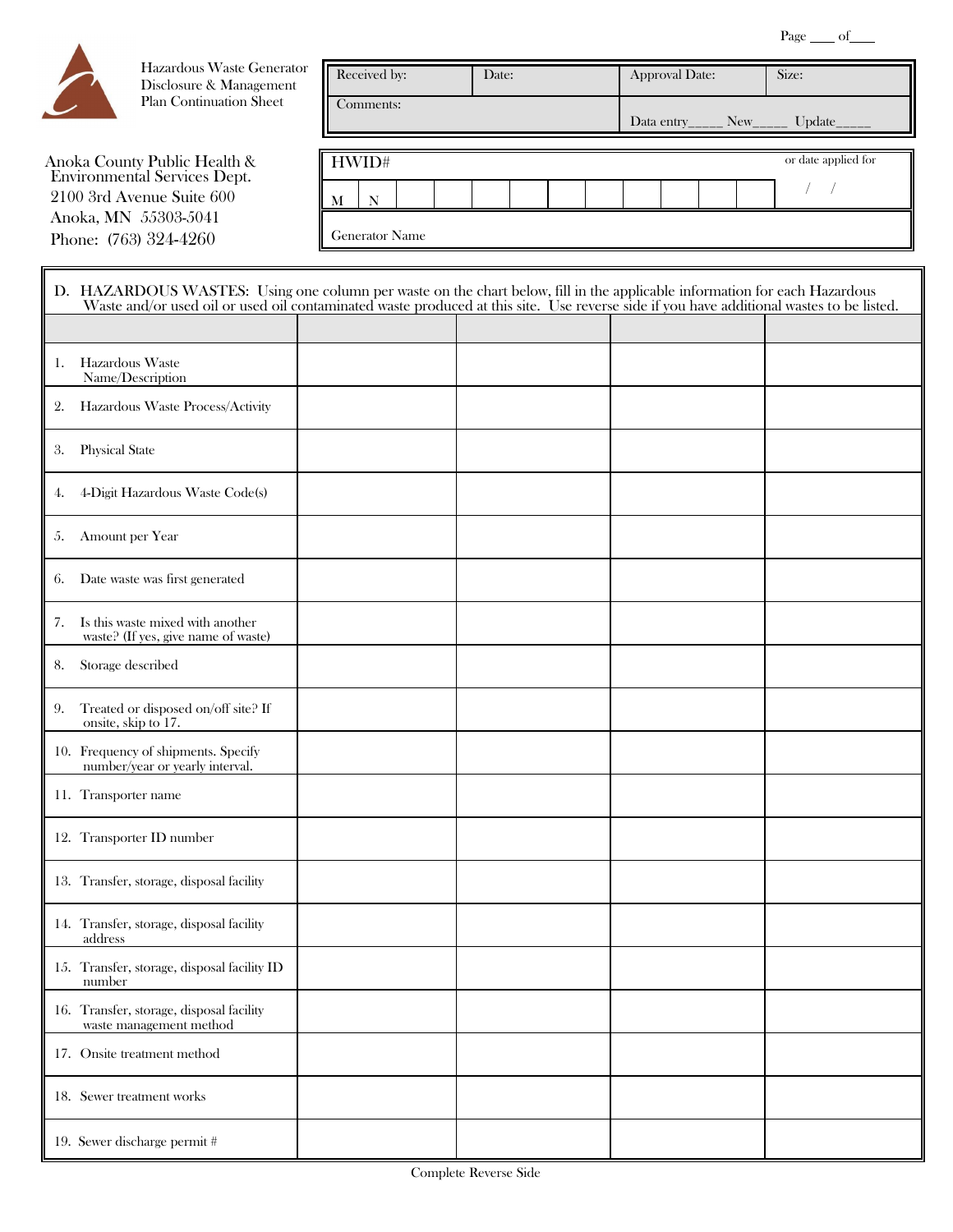Page ____ of____

Hazardous Waste Generator Disclosure & Management Plan Continuation Sheet

| Received by: | Date: | Approval Date: | Size: |
|---|---|---|---|
| Comments: | | Data entry_____ New_____ Update_____ | |

Anoka County Public Health & Environmental Services Dept.
2100 3rd Avenue Suite 600
Anoka, MN 55303-5041
Phone: (763) 324-4260

| HWID# | | | | | | | | | | | or date applied for |
|---|---|---|---|---|---|---|---|---|---|---|---|
| M | N | | | | | | | | | | / / |

Generator Name

**D. HAZARDOUS WASTES:** Using one column per waste on the chart below, fill in the applicable information for each Hazardous Waste and/or used oil or used oil contaminated waste produced at this site. Use reverse side if you have additional wastes to be listed.

| | | | | |
|---|---|---|---|---|
| 1. Hazardous Waste Name/Description | | | | |
| 2. Hazardous Waste Process/Activity | | | | |
| 3. Physical State | | | | |
| 4. 4-Digit Hazardous Waste Code(s) | | | | |
| 5. Amount per Year | | | | |
| 6. Date waste was first generated | | | | |
| 7. Is this waste mixed with another waste? (If yes, give name of waste) | | | | |
| 8. Storage described | | | | |
| 9. Treated or disposed on/off site? If onsite, skip to 17. | | | | |
| 10. Frequency of shipments. Specify number/year or yearly interval. | | | | |
| 11. Transporter name | | | | |
| 12. Transporter ID number | | | | |
| 13. Transfer, storage, disposal facility | | | | |
| 14. Transfer, storage, disposal facility address | | | | |
| 15. Transfer, storage, disposal facility ID number | | | | |
| 16. Transfer, storage, disposal facility waste management method | | | | |
| 17. Onsite treatment method | | | | |
| 18. Sewer treatment works | | | | |
| 19. Sewer discharge permit # | | | | |

Complete Reverse Side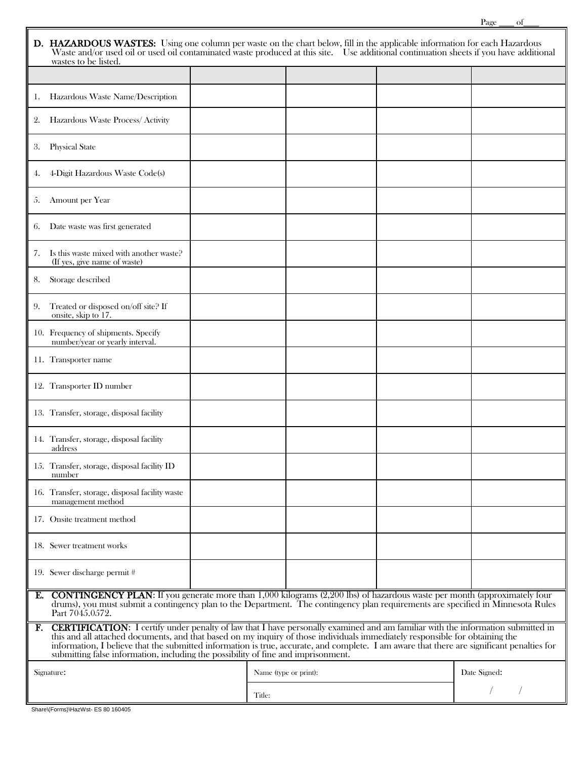**D. HAZARDOUS WASTES:** Using one column per waste on the chart below, fill in the applicable information for each Hazardous Waste and/or used oil or used oil contaminated waste produced at this site. Use additional continuation sheets if you have additional wastes to be listed.

| | | | | |
|---|---|---|---|---|
| 1. Hazardous Waste Name/Description | | | | |
| 2. Hazardous Waste Process/ Activity | | | | |
| 3. Physical State | | | | |
| 4. 4-Digit Hazardous Waste Code(s) | | | | |
| 5. Amount per Year | | | | |
| 6. Date waste was first generated | | | | |
| 7. Is this waste mixed with another waste? (If yes, give name of waste) | | | | |
| 8. Storage described | | | | |
| 9. Treated or disposed on/off site? If onsite, skip to 17. | | | | |
| 10. Frequency of shipments. Specify number/year or yearly interval. | | | | |
| 11. Transporter name | | | | |
| 12. Transporter ID number | | | | |
| 13. Transfer, storage, disposal facility | | | | |
| 14. Transfer, storage, disposal facility address | | | | |
| 15. Transfer, storage, disposal facility ID number | | | | |
| 16. Transfer, storage, disposal facility waste management method | | | | |
| 17. Onsite treatment method | | | | |
| 18. Sewer treatment works | | | | |
| 19. Sewer discharge permit # | | | | |

**E. CONTINGENCY PLAN**: If you generate more than 1,000 kilograms (2,200 lbs) of hazardous waste per month (approximately four drums), you must submit a contingency plan to the Department. The contingency plan requirements are specified in Minnesota Rules Part 7045.0572.

**F. CERTIFICATION**: I certify under penalty of law that I have personally examined and am familiar with the information submitted in this and all attached documents, and that based on my inquiry of those individuals immediately responsible for obtaining the information, I believe that the submitted information is true, accurate, and complete. I am aware that there are significant penalties for submitting false information, including the possibility of fine and imprisonment.

| Signature: | Name (type or print): | Date Signed: |
|---|---|---|
| | Title: | / / |

Share\(Forms)\HazWst- ES 80 160405